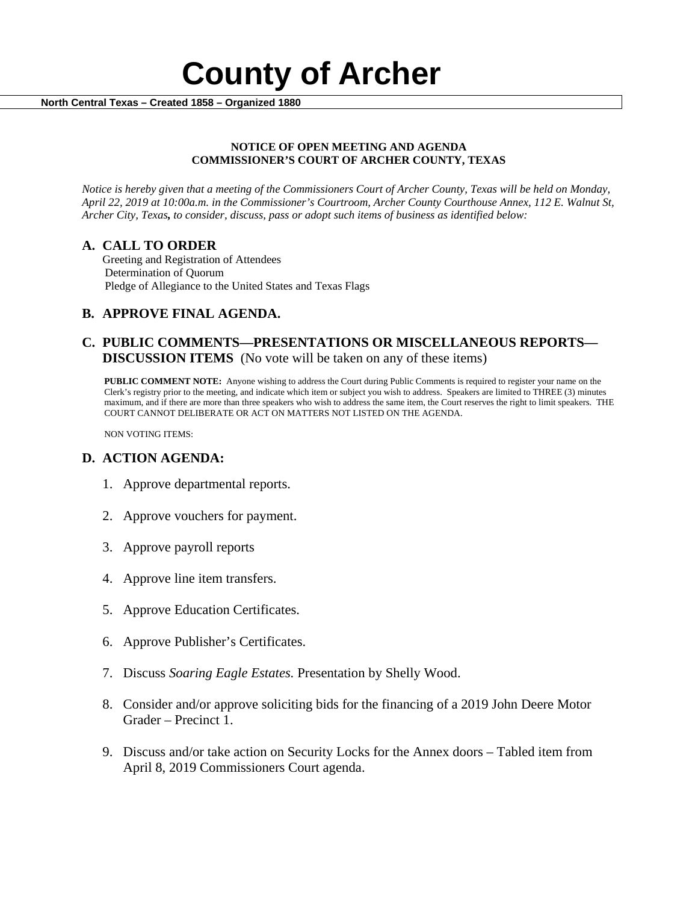# County of Archer

**North Central Texas – Created 1858 – Organized 1880**

**NOTICE OF OPEN MEETING AND AGENDA**
**COMMISSIONER'S COURT OF ARCHER COUNTY, TEXAS**

*Notice is hereby given that a meeting of the Commissioners Court of Archer County, Texas will be held on Monday, April 22, 2019 at 10:00a.m. in the Commissioner's Courtroom, Archer County Courthouse Annex, 112 E. Walnut St, Archer City, Texas, to consider, discuss, pass or adopt such items of business as identified below:*

## A. CALL TO ORDER

Greeting and Registration of Attendees
Determination of Quorum
Pledge of Allegiance to the United States and Texas Flags

## B. APPROVE FINAL AGENDA.

## C. PUBLIC COMMENTS—PRESENTATIONS OR MISCELLANEOUS REPORTS—DISCUSSION ITEMS (No vote will be taken on any of these items)

**PUBLIC COMMENT NOTE:** Anyone wishing to address the Court during Public Comments is required to register your name on the Clerk's registry prior to the meeting, and indicate which item or subject you wish to address. Speakers are limited to THREE (3) minutes maximum, and if there are more than three speakers who wish to address the same item, the Court reserves the right to limit speakers. THE COURT CANNOT DELIBERATE OR ACT ON MATTERS NOT LISTED ON THE AGENDA.

NON VOTING ITEMS:

## D. ACTION AGENDA:

1. Approve departmental reports.
2. Approve vouchers for payment.
3. Approve payroll reports
4. Approve line item transfers.
5. Approve Education Certificates.
6. Approve Publisher's Certificates.
7. Discuss *Soaring Eagle Estates.* Presentation by Shelly Wood.
8. Consider and/or approve soliciting bids for the financing of a 2019 John Deere Motor Grader – Precinct 1.
9. Discuss and/or take action on Security Locks for the Annex doors – Tabled item from April 8, 2019 Commissioners Court agenda.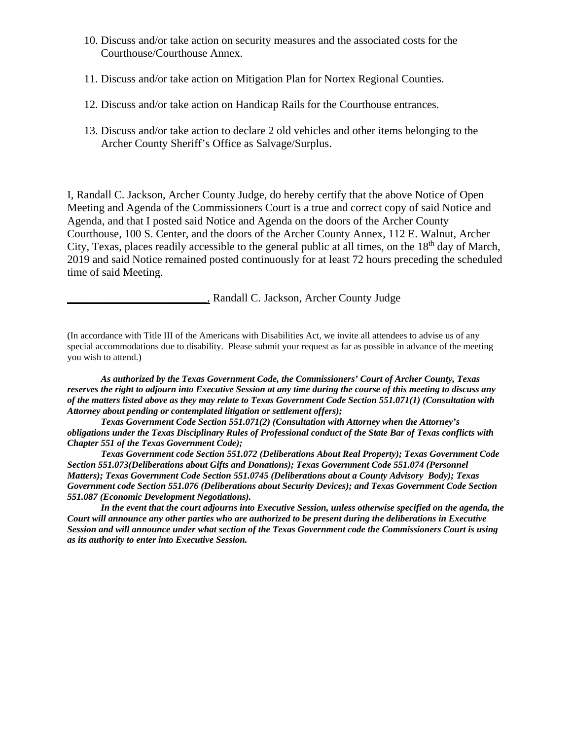10. Discuss and/or take action on security measures and the associated costs for the Courthouse/Courthouse Annex.

11. Discuss and/or take action on Mitigation Plan for Nortex Regional Counties.

12. Discuss and/or take action on Handicap Rails for the Courthouse entrances.

13. Discuss and/or take action to declare 2 old vehicles and other items belonging to the Archer County Sheriff's Office as Salvage/Surplus.

I, Randall C. Jackson, Archer County Judge, do hereby certify that the above Notice of Open Meeting and Agenda of the Commissioners Court is a true and correct copy of said Notice and Agenda, and that I posted said Notice and Agenda on the doors of the Archer County Courthouse, 100 S. Center, and the doors of the Archer County Annex, 112 E. Walnut, Archer City, Texas, places readily accessible to the general public at all times, on the 18th day of March, 2019 and said Notice remained posted continuously for at least 72 hours preceding the scheduled time of said Meeting.

_________________________, Randall C. Jackson, Archer County Judge

(In accordance with Title III of the Americans with Disabilities Act, we invite all attendees to advise us of any special accommodations due to disability. Please submit your request as far as possible in advance of the meeting you wish to attend.)

***As authorized by the Texas Government Code, the Commissioners' Court of Archer County, Texas reserves the right to adjourn into Executive Session at any time during the course of this meeting to discuss any of the matters listed above as they may relate to Texas Government Code Section 551.071(1) (Consultation with Attorney about pending or contemplated litigation or settlement offers);***

***Texas Government Code Section 551.071(2) (Consultation with Attorney when the Attorney's obligations under the Texas Disciplinary Rules of Professional conduct of the State Bar of Texas conflicts with Chapter 551 of the Texas Government Code);***

***Texas Government code Section 551.072 (Deliberations About Real Property); Texas Government Code Section 551.073(Deliberations about Gifts and Donations); Texas Government Code 551.074 (Personnel Matters); Texas Government Code Section 551.0745 (Deliberations about a County Advisory Body); Texas Government code Section 551.076 (Deliberations about Security Devices); and Texas Government Code Section 551.087 (Economic Development Negotiations).***

***In the event that the court adjourns into Executive Session, unless otherwise specified on the agenda, the Court will announce any other parties who are authorized to be present during the deliberations in Executive Session and will announce under what section of the Texas Government code the Commissioners Court is using as its authority to enter into Executive Session.***